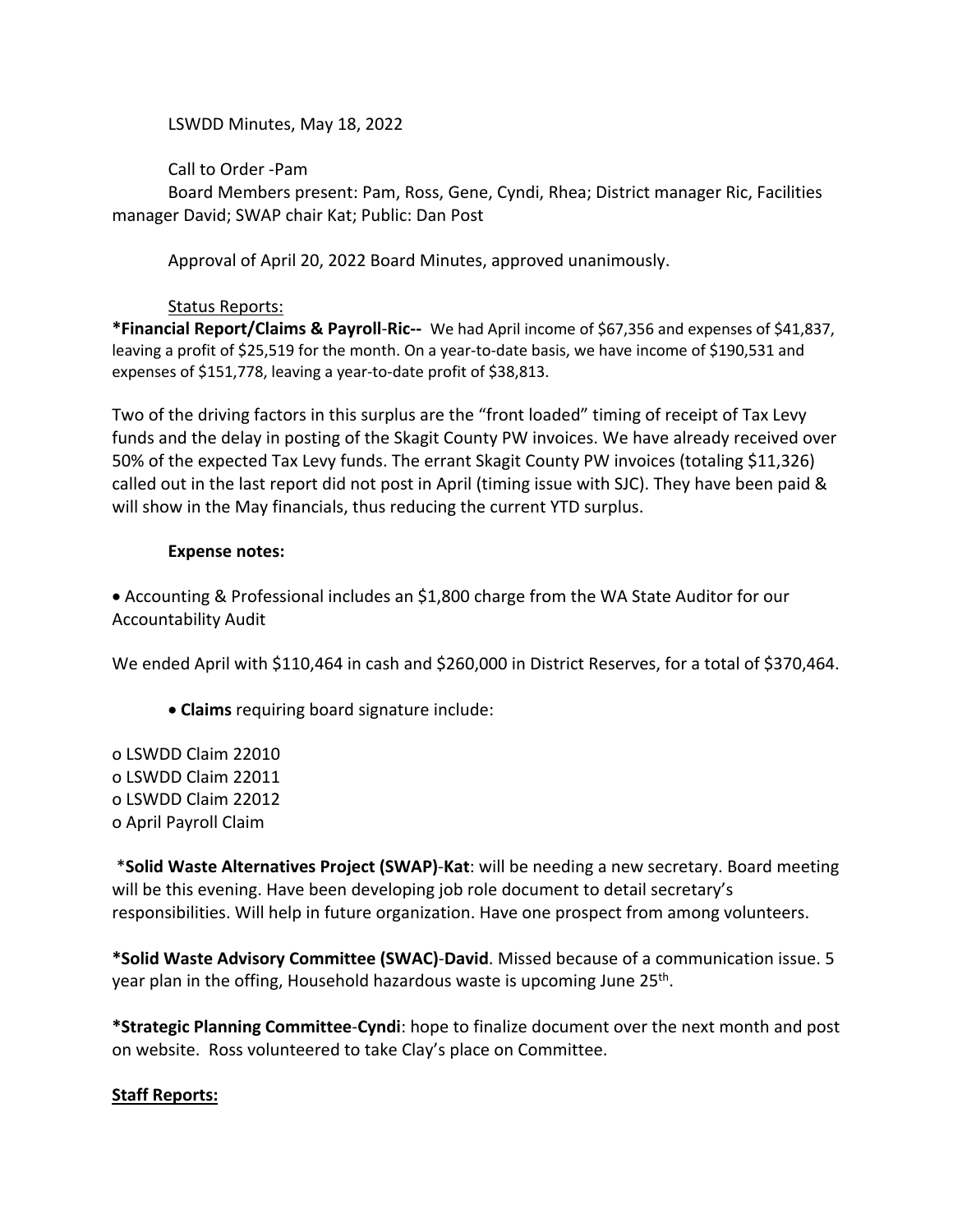LSWDD Minutes, May 18, 2022

Call to Order -Pam

Board Members present: Pam, Ross, Gene, Cyndi, Rhea; District manager Ric, Facilities manager David; SWAP chair Kat; Public: Dan Post

Approval of April 20, 2022 Board Minutes, approved unanimously.

<u>Status Reports:</u>

**\*Financial Report/Claims & Payroll-Ric--** We had April income of $67,356 and expenses of $41,837, leaving a profit of $25,519 for the month. On a year-to-date basis, we have income of $190,531 and expenses of $151,778, leaving a year-to-date profit of $38,813.

Two of the driving factors in this surplus are the "front loaded" timing of receipt of Tax Levy funds and the delay in posting of the Skagit County PW invoices. We have already received over 50% of the expected Tax Levy funds. The errant Skagit County PW invoices (totaling $11,326) called out in the last report did not post in April (timing issue with SJC). They have been paid & will show in the May financials, thus reducing the current YTD surplus.

**Expense notes:**

- Accounting & Professional includes an $1,800 charge from the WA State Auditor for our Accountability Audit

We ended April with $110,464 in cash and $260,000 in District Reserves, for a total of $370,464.

- **Claims** requiring board signature include:

o LSWDD Claim 22010
o LSWDD Claim 22011
o LSWDD Claim 22012
o April Payroll Claim

\***Solid Waste Alternatives Project (SWAP)**-**Kat**: will be needing a new secretary. Board meeting will be this evening. Have been developing job role document to detail secretary's responsibilities. Will help in future organization. Have one prospect from among volunteers.

**\*Solid Waste Advisory Committee (SWAC)**-**David**. Missed because of a communication issue. 5 year plan in the offing, Household hazardous waste is upcoming June 25th.

**\*Strategic Planning Committee**-**Cyndi**: hope to finalize document over the next month and post on website. Ross volunteered to take Clay's place on Committee.

**<u>Staff Reports:</u>**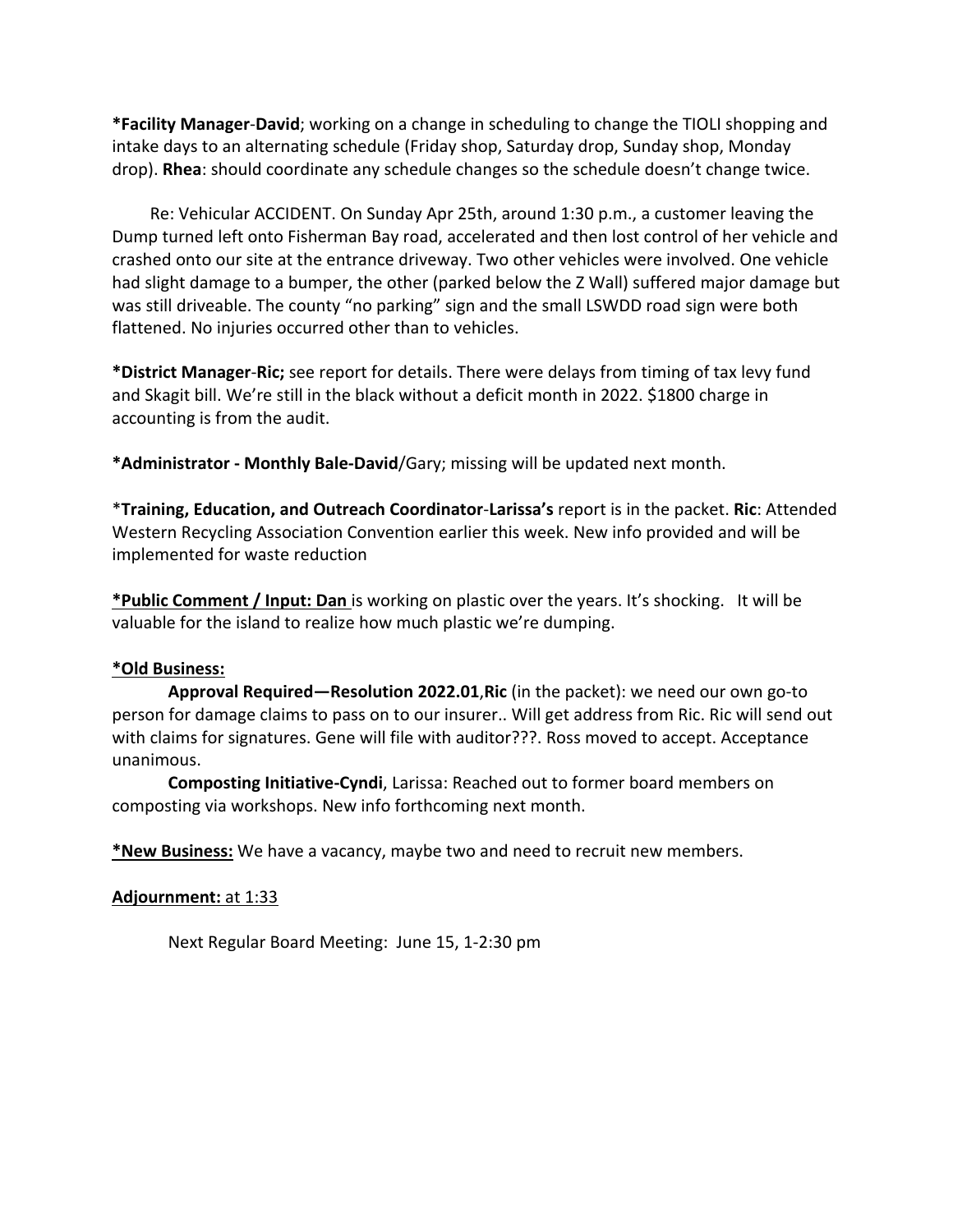**\*Facility Manager**-**David**; working on a change in scheduling to change the TIOLI shopping and intake days to an alternating schedule (Friday shop, Saturday drop, Sunday shop, Monday drop). **Rhea**: should coordinate any schedule changes so the schedule doesn't change twice.

Re: Vehicular ACCIDENT. On Sunday Apr 25th, around 1:30 p.m., a customer leaving the Dump turned left onto Fisherman Bay road, accelerated and then lost control of her vehicle and crashed onto our site at the entrance driveway. Two other vehicles were involved. One vehicle had slight damage to a bumper, the other (parked below the Z Wall) suffered major damage but was still driveable. The county "no parking" sign and the small LSWDD road sign were both flattened. No injuries occurred other than to vehicles.

**\*District Manager**-**Ric;** see report for details. There were delays from timing of tax levy fund and Skagit bill. We're still in the black without a deficit month in 2022. $1800 charge in accounting is from the audit.

**\*Administrator - Monthly Bale-David**/Gary; missing will be updated next month.

\***Training, Education, and Outreach Coordinator**-**Larissa's** report is in the packet. **Ric**: Attended Western Recycling Association Convention earlier this week. New info provided and will be implemented for waste reduction

<u>**\*Public Comment / Input: Dan**</u> is working on plastic over the years. It's shocking. It will be valuable for the island to realize how much plastic we're dumping.

<u>**\*Old Business:**</u>

**Approval Required—Resolution 2022.01**,**Ric** (in the packet): we need our own go-to person for damage claims to pass on to our insurer.. Will get address from Ric. Ric will send out with claims for signatures. Gene will file with auditor???. Ross moved to accept. Acceptance unanimous.

**Composting Initiative-Cyndi**, Larissa: Reached out to former board members on composting via workshops. New info forthcoming next month.

<u>**\*New Business:**</u> We have a vacancy, maybe two and need to recruit new members.

<u>**Adjournment:** at 1:33</u>

Next Regular Board Meeting: June 15, 1-2:30 pm